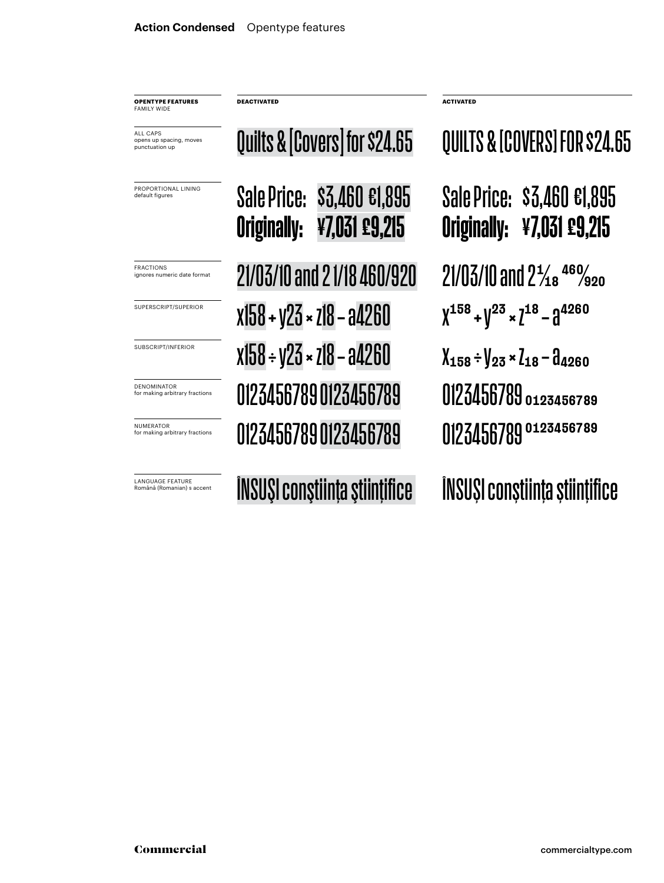# Action Condensed  Opentype features

| OPENTYPE FEATURES FAMILY WIDE | DEACTIVATED | ACTIVATED |
|---|---|---|
| ALL CAPS opens up spacing, moves punctuation up | Quilts & [Covers] for $24.65 | QUILTS & [COVERS] FOR $24.65 |
| PROPORTIONAL LINING default figures | Sale Price: $3,460 €1,895 **Originally: ¥7,031 £9,215** | Sale Price: $3,460 €1,895 **Originally: ¥7,031 £9,215** |
| FRACTIONS ignores numeric date format | 21/03/10 and 2 1/18 460/920 | 21/03/10 and 2 1⁄18 460⁄920 |
| SUPERSCRIPT/SUPERIOR | x158 + y23 × z18 – a4260 | $x^{158}$ + $y^{23}$ × $z^{18}$ – $a^{4260}$ |
| SUBSCRIPT/INFERIOR | x158 ÷ y23 × z18 – a4260 | $x_{158}$ ÷ $y_{23}$ × $z_{18}$ – $a_{4260}$ |
| DENOMINATOR for making arbitrary fractions | 0123456789 0123456789 | 0123456789 $_{0123456789}$ |
| NUMERATOR for making arbitrary fractions | 0123456789 0123456789 | 0123456789 $^{0123456789}$ |
| LANGUAGE FEATURE Română (Romanian) s accent | ÎNSUŞI conştiinţa ştiinţifice | ÎNSUȘI conștiința științifice |

Commercial commercialtype.com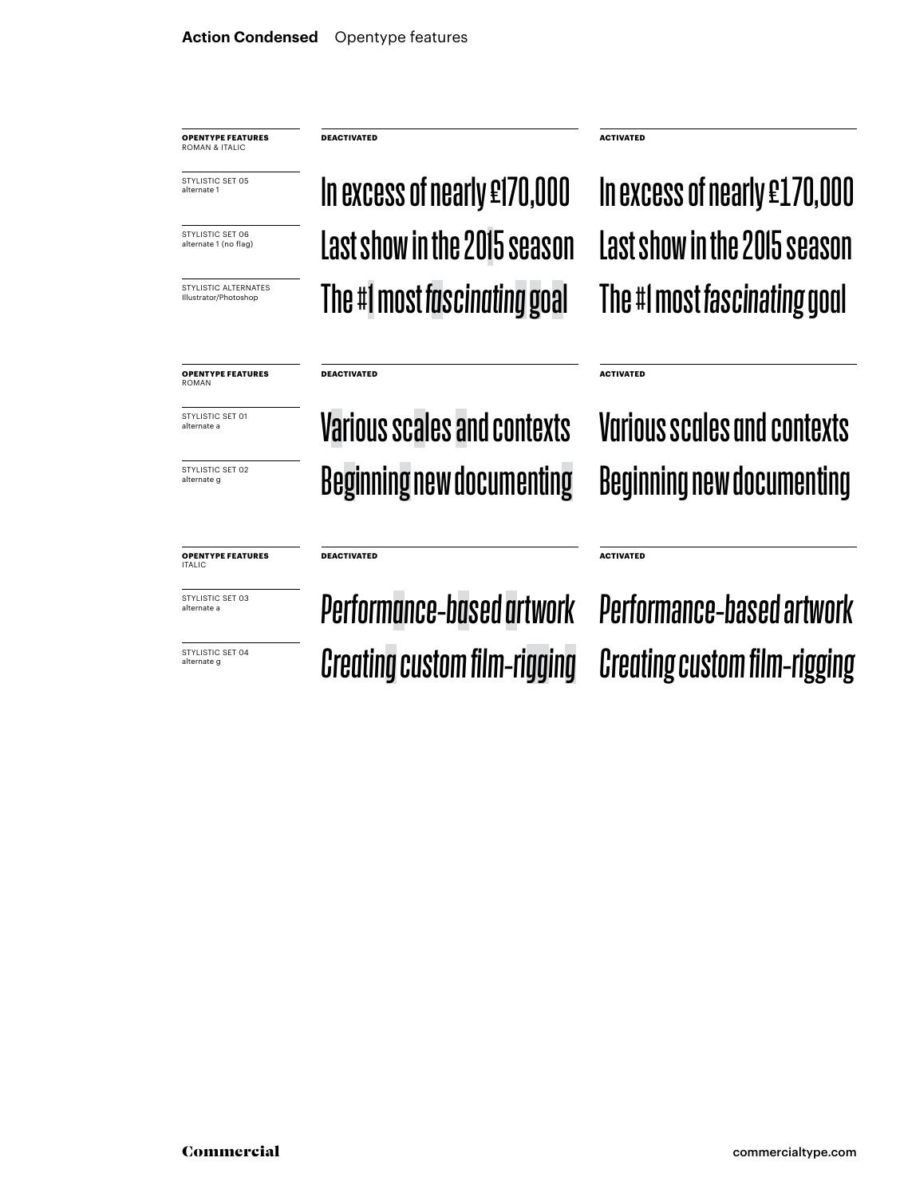**Action Condensed** Opentype features

| **OPENTYPE FEATURES** ROMAN & ITALIC | **DEACTIVATED** | **ACTIVATED** |
|---|---|---|
| STYLISTIC SET 05 alternate 1 | In excess of nearly £170,000 | In excess of nearly £170,000 |
| STYLISTIC SET 06 alternate 1 (no flag) | Last show in the 2015 season | Last show in the 2015 season |
| STYLISTIC ALTERNATES Illustrator/Photoshop | The #1 most *fascinating* goal | The #1 most *fascinating* goal |

| **OPENTYPE FEATURES** ROMAN | **DEACTIVATED** | **ACTIVATED** |
|---|---|---|
| STYLISTIC SET 01 alternate a | Various scales and contexts | Various scales and contexts |
| STYLISTIC SET 02 alternate g | Beginning new documenting | Beginning new documenting |

| **OPENTYPE FEATURES** ITALIC | **DEACTIVATED** | **ACTIVATED** |
|---|---|---|
| STYLISTIC SET 03 alternate a | *Performance-based artwork* | *Performance-based artwork* |
| STYLISTIC SET 04 alternate g | *Creating custom film-rigging* | *Creating custom film-rigging* |

Commercial

commercialtype.com